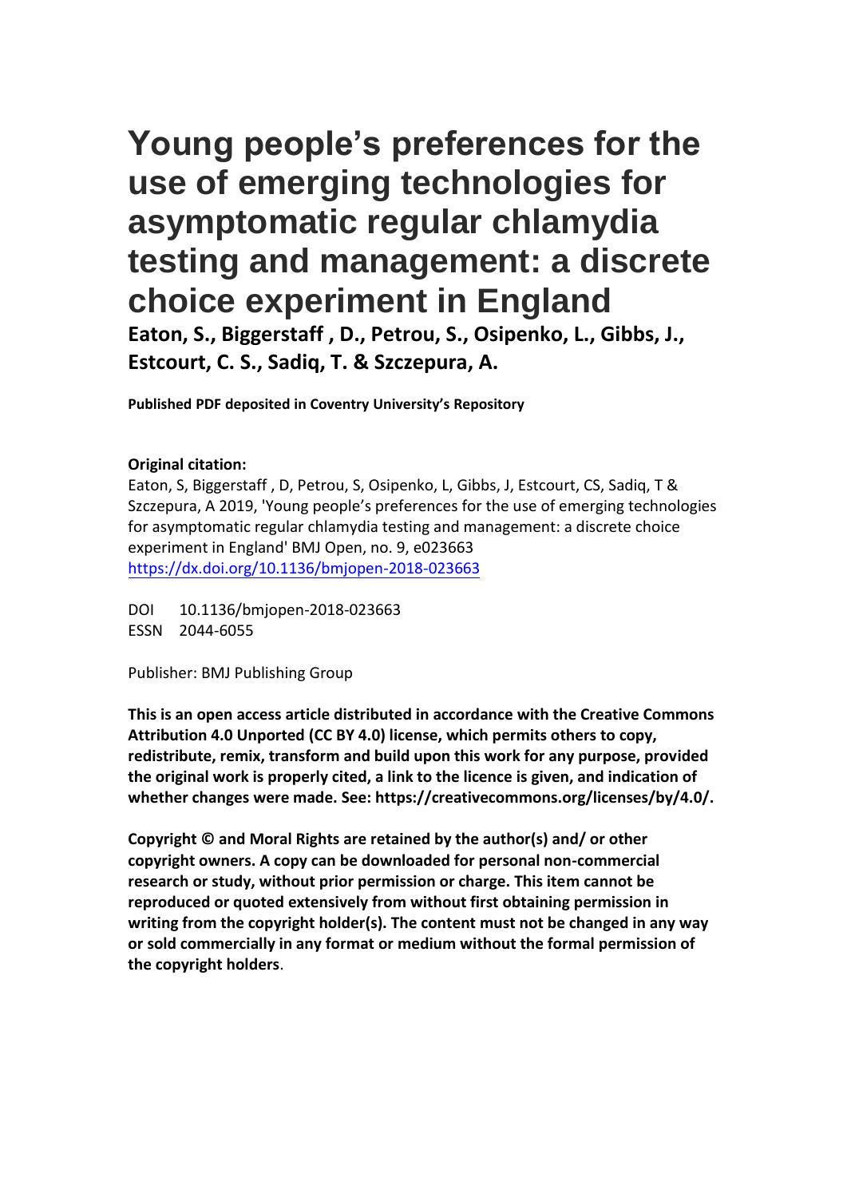# Young people's preferences for the use of emerging technologies for asymptomatic regular chlamydia testing and management: a discrete choice experiment in England

**Eaton, S., Biggerstaff , D., Petrou, S., Osipenko, L., Gibbs, J., Estcourt, C. S., Sadiq, T. & Szczepura, A.**

**Published PDF deposited in Coventry University's Repository**

**Original citation:**

Eaton, S, Biggerstaff , D, Petrou, S, Osipenko, L, Gibbs, J, Estcourt, CS, Sadiq, T & Szczepura, A 2019, 'Young people's preferences for the use of emerging technologies for asymptomatic regular chlamydia testing and management: a discrete choice experiment in England' BMJ Open, no. 9, e023663

https://dx.doi.org/10.1136/bmjopen-2018-023663

DOI 10.1136/bmjopen-2018-023663

ESSN 2044-6055

Publisher: BMJ Publishing Group

**This is an open access article distributed in accordance with the Creative Commons Attribution 4.0 Unported (CC BY 4.0) license, which permits others to copy, redistribute, remix, transform and build upon this work for any purpose, provided the original work is properly cited, a link to the licence is given, and indication of whether changes were made. See: https://creativecommons.org/licenses/by/4.0/.**

**Copyright © and Moral Rights are retained by the author(s) and/ or other copyright owners. A copy can be downloaded for personal non-commercial research or study, without prior permission or charge. This item cannot be reproduced or quoted extensively from without first obtaining permission in writing from the copyright holder(s). The content must not be changed in any way or sold commercially in any format or medium without the formal permission of the copyright holders**.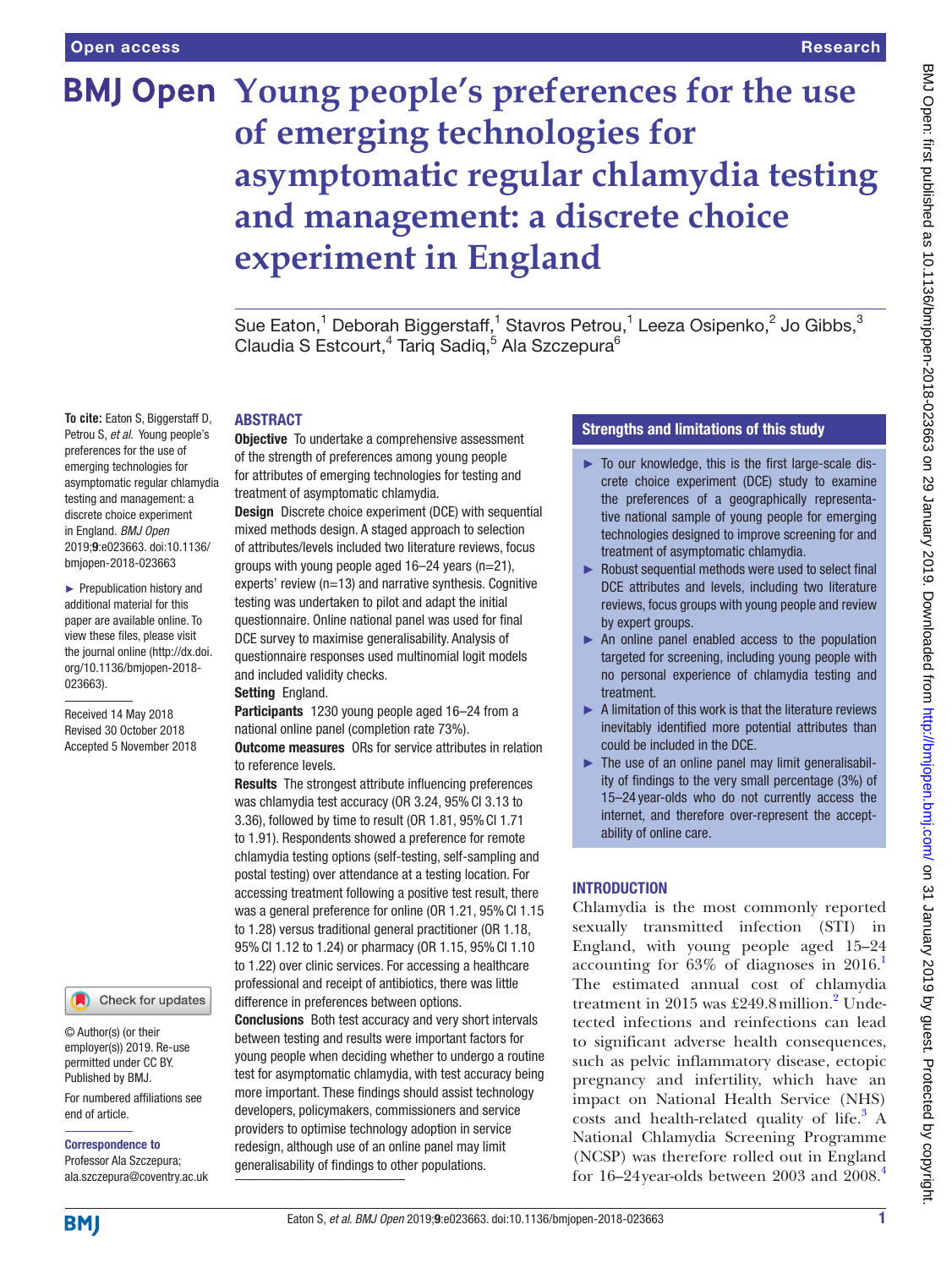# Young people's preferences for the use of emerging technologies for asymptomatic regular chlamydia testing and management: a discrete choice experiment in England

Sue Eaton,[1] Deborah Biggerstaff,[1] Stavros Petrou,[1] Leeza Osipenko,[2] Jo Gibbs,[3] Claudia S Estcourt,[4] Tariq Sadiq,[5] Ala Szczepura[6]

**To cite:** Eaton S, Biggerstaff D, Petrou S, *et al*. Young people's preferences for the use of emerging technologies for asymptomatic regular chlamydia testing and management: a discrete choice experiment in England. *BMJ Open* 2019;**9**:e023663. doi:10.1136/bmjopen-2018-023663

► Prepublication history and additional material for this paper are available online. To view these files, please visit the journal online (http://dx.doi.org/10.1136/bmjopen-2018-023663).

Received 14 May 2018
Revised 30 October 2018
Accepted 5 November 2018

© Author(s) (or their employer(s)) 2019. Re-use permitted under CC BY. Published by BMJ.

For numbered affiliations see end of article.

**Correspondence to**
Professor Ala Szczepura;
ala.szczepura@coventry.ac.uk

## ABSTRACT

**Objective** To undertake a comprehensive assessment of the strength of preferences among young people for attributes of emerging technologies for testing and treatment of asymptomatic chlamydia.

**Design** Discrete choice experiment (DCE) with sequential mixed methods design. A staged approach to selection of attributes/levels included two literature reviews, focus groups with young people aged 16–24 years (n=21), experts' review (n=13) and narrative synthesis. Cognitive testing was undertaken to pilot and adapt the initial questionnaire. Online national panel was used for final DCE survey to maximise generalisability. Analysis of questionnaire responses used multinomial logit models and included validity checks.

**Setting** England.

**Participants** 1230 young people aged 16–24 from a national online panel (completion rate 73%).

**Outcome measures** ORs for service attributes in relation to reference levels.

**Results** The strongest attribute influencing preferences was chlamydia test accuracy (OR 3.24, 95% CI 3.13 to 3.36), followed by time to result (OR 1.81, 95% CI 1.71 to 1.91). Respondents showed a preference for remote chlamydia testing options (self-testing, self-sampling and postal testing) over attendance at a testing location. For accessing treatment following a positive test result, there was a general preference for online (OR 1.21, 95% CI 1.15 to 1.28) versus traditional general practitioner (OR 1.18, 95% CI 1.12 to 1.24) or pharmacy (OR 1.15, 95% CI 1.10 to 1.22) over clinic services. For accessing a healthcare professional and receipt of antibiotics, there was little difference in preferences between options.

**Conclusions** Both test accuracy and very short intervals between testing and results were important factors for young people when deciding whether to undergo a routine test for asymptomatic chlamydia, with test accuracy being more important. These findings should assist technology developers, policymakers, commissioners and service providers to optimise technology adoption in service redesign, although use of an online panel may limit generalisability of findings to other populations.

## Strengths and limitations of this study

- ► To our knowledge, this is the first large-scale discrete choice experiment (DCE) study to examine the preferences of a geographically representative national sample of young people for emerging technologies designed to improve screening for and treatment of asymptomatic chlamydia.
- ► Robust sequential methods were used to select final DCE attributes and levels, including two literature reviews, focus groups with young people and review by expert groups.
- ► An online panel enabled access to the population targeted for screening, including young people with no personal experience of chlamydia testing and treatment.
- ► A limitation of this work is that the literature reviews inevitably identified more potential attributes than could be included in the DCE.
- ► The use of an online panel may limit generalisability of findings to the very small percentage (3%) of 15–24 year-olds who do not currently access the internet, and therefore over-represent the acceptability of online care.

## INTRODUCTION

Chlamydia is the most commonly reported sexually transmitted infection (STI) in England, with young people aged 15–24 accounting for 63% of diagnoses in 2016.[1] The estimated annual cost of chlamydia treatment in 2015 was £249.8 million.[2] Undetected infections and reinfections can lead to significant adverse health consequences, such as pelvic inflammatory disease, ectopic pregnancy and infertility, which have an impact on National Health Service (NHS) costs and health-related quality of life.[3] A National Chlamydia Screening Programme (NCSP) was therefore rolled out in England for 16–24 year-olds between 2003 and 2008.[4]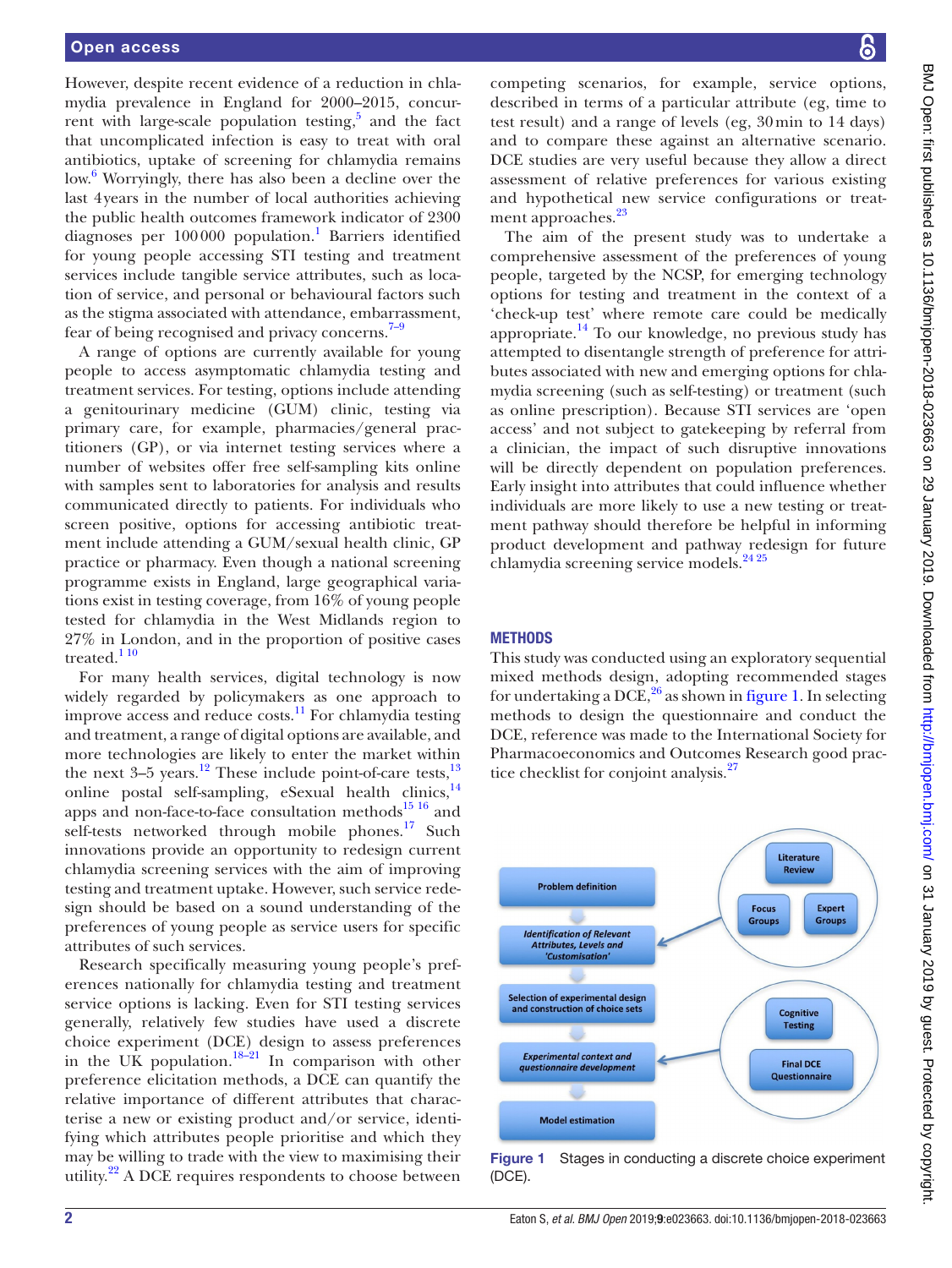However, despite recent evidence of a reduction in chlamydia prevalence in England for 2000–2015, concurrent with large-scale population testing,[5] and the fact that uncomplicated infection is easy to treat with oral antibiotics, uptake of screening for chlamydia remains low.[6] Worryingly, there has also been a decline over the last 4years in the number of local authorities achieving the public health outcomes framework indicator of 2300 diagnoses per 100 000 population.[1] Barriers identified for young people accessing STI testing and treatment services include tangible service attributes, such as location of service, and personal or behavioural factors such as the stigma associated with attendance, embarrassment, fear of being recognised and privacy concerns.[7–9]

A range of options are currently available for young people to access asymptomatic chlamydia testing and treatment services. For testing, options include attending a genitourinary medicine (GUM) clinic, testing via primary care, for example, pharmacies/general practitioners (GP), or via internet testing services where a number of websites offer free self-sampling kits online with samples sent to laboratories for analysis and results communicated directly to patients. For individuals who screen positive, options for accessing antibiotic treatment include attending a GUM/sexual health clinic, GP practice or pharmacy. Even though a national screening programme exists in England, large geographical variations exist in testing coverage, from 16% of young people tested for chlamydia in the West Midlands region to 27% in London, and in the proportion of positive cases treated.[1 10]

For many health services, digital technology is now widely regarded by policymakers as one approach to improve access and reduce costs.[11] For chlamydia testing and treatment, a range of digital options are available, and more technologies are likely to enter the market within the next 3–5 years.[12] These include point-of-care tests,[13] online postal self-sampling, eSexual health clinics,[14] apps and non-face-to-face consultation methods[15 16] and self-tests networked through mobile phones.[17] Such innovations provide an opportunity to redesign current chlamydia screening services with the aim of improving testing and treatment uptake. However, such service redesign should be based on a sound understanding of the preferences of young people as service users for specific attributes of such services.

Research specifically measuring young people's preferences nationally for chlamydia testing and treatment service options is lacking. Even for STI testing services generally, relatively few studies have used a discrete choice experiment (DCE) design to assess preferences in the UK population.[18–21] In comparison with other preference elicitation methods, a DCE can quantify the relative importance of different attributes that characterise a new or existing product and/or service, identifying which attributes people prioritise and which they may be willing to trade with the view to maximising their utility.[22] A DCE requires respondents to choose between competing scenarios, for example, service options, described in terms of a particular attribute (eg, time to test result) and a range of levels (eg, 30 min to 14 days) and to compare these against an alternative scenario. DCE studies are very useful because they allow a direct assessment of relative preferences for various existing and hypothetical new service configurations or treatment approaches.[23]

The aim of the present study was to undertake a comprehensive assessment of the preferences of young people, targeted by the NCSP, for emerging technology options for testing and treatment in the context of a 'check-up test' where remote care could be medically appropriate.[14] To our knowledge, no previous study has attempted to disentangle strength of preference for attributes associated with new and emerging options for chlamydia screening (such as self-testing) or treatment (such as online prescription). Because STI services are 'open access' and not subject to gatekeeping by referral from a clinician, the impact of such disruptive innovations will be directly dependent on population preferences. Early insight into attributes that could influence whether individuals are more likely to use a new testing or treatment pathway should therefore be helpful in informing product development and pathway redesign for future chlamydia screening service models.[24 25]

## METHODS

This study was conducted using an exploratory sequential mixed methods design, adopting recommended stages for undertaking a DCE,[26] as shown in figure 1. In selecting methods to design the questionnaire and conduct the DCE, reference was made to the International Society for Pharmacoeconomics and Outcomes Research good practice checklist for conjoint analysis.[27]

Problem definition → *Identification of Relevant Attributes, Levels and 'Customisation'* (← Literature Review, Focus Groups, Expert Groups) → Selection of experimental design and construction of choice sets → *Experimental context and questionnaire development* (← Cognitive Testing, Final DCE Questionnaire) → Model estimation

**Figure 1** Stages in conducting a discrete choice experiment (DCE).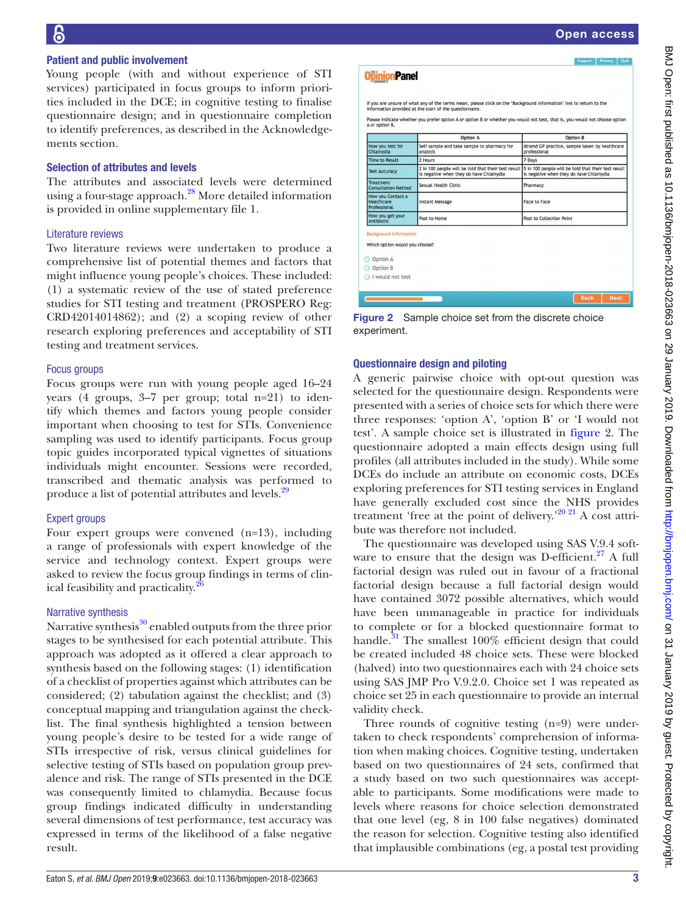## Patient and public involvement

Young people (with and without experience of STI services) participated in focus groups to inform priorities included in the DCE; in cognitive testing to finalise questionnaire design; and in questionnaire completion to identify preferences, as described in the Acknowledgements section.

## Selection of attributes and levels

The attributes and associated levels were determined using a four-stage approach.[28] More detailed information is provided in online supplementary file 1.

### Literature reviews

Two literature reviews were undertaken to produce a comprehensive list of potential themes and factors that might influence young people's choices. These included: (1) a systematic review of the use of stated preference studies for STI testing and treatment (PROSPERO Reg: CRD42014014862); and (2) a scoping review of other research exploring preferences and acceptability of STI testing and treatment services.

### Focus groups

Focus groups were run with young people aged 16–24 years (4 groups, 3–7 per group; total n=21) to identify which themes and factors young people consider important when choosing to test for STIs. Convenience sampling was used to identify participants. Focus group topic guides incorporated typical vignettes of situations individuals might encounter. Sessions were recorded, transcribed and thematic analysis was performed to produce a list of potential attributes and levels.[29]

### Expert groups

Four expert groups were convened (n=13), including a range of professionals with expert knowledge of the service and technology context. Expert groups were asked to review the focus group findings in terms of clinical feasibility and practicality.[26]

### Narrative synthesis

Narrative synthesis[30] enabled outputs from the three prior stages to be synthesised for each potential attribute. This approach was adopted as it offered a clear approach to synthesis based on the following stages: (1) identification of a checklist of properties against which attributes can be considered; (2) tabulation against the checklist; and (3) conceptual mapping and triangulation against the checklist. The final synthesis highlighted a tension between young people's desire to be tested for a wide range of STIs irrespective of risk, versus clinical guidelines for selective testing of STIs based on population group prevalence and risk. The range of STIs presented in the DCE was consequently limited to chlamydia. Because focus group findings indicated difficulty in understanding several dimensions of test performance, test accuracy was expressed in terms of the likelihood of a false negative result.

The OpinionPanel

If you are unsure of what any of the terms mean, please click on the 'Background Information' link to return to the information provided at the start of the questionnaire.

Please indicate whether you prefer option A or option B or whether you would not test, that is, you would not choose option A or option B.

| | Option A | Option B |
|---|---|---|
| How you test for Chlamydia | Self sample and take sample to pharmacy for analysis | Attend GP practice, sample taken by healthcare professional |
| Time to Result | 2 Hours | 7 Days |
| Test Accuracy | 2 in 100 people will be told that their test result is negative when they do have Chlamydia | 5 in 100 people will be told that their test result is negative when they do have Chlamydia |
| Treatment Consultation Method | Sexual Health Clinic | Pharmacy |
| How you Contact a Healthcare Professional | Instant Message | Face to Face |
| How you get your Antibiotic | Post to Home | Post to Collection Point |

Background Information

Which option would you choose?

- Option A
- Option B
- I would not test

Figure 2 Sample choice set from the discrete choice experiment.

## Questionnaire design and piloting

A generic pairwise choice with opt-out question was selected for the questionnaire design. Respondents were presented with a series of choice sets for which there were three responses: 'option A', 'option B' or 'I would not test'. A sample choice set is illustrated in figure 2. The questionnaire adopted a main effects design using full profiles (all attributes included in the study). While some DCEs do include an attribute on economic costs, DCEs exploring preferences for STI testing services in England have generally excluded cost since the NHS provides treatment 'free at the point of delivery.'[20 21] A cost attribute was therefore not included.

The questionnaire was developed using SAS V.9.4 software to ensure that the design was D-efficient.[27] A full factorial design was ruled out in favour of a fractional factorial design because a full factorial design would have contained 3072 possible alternatives, which would have been unmanageable in practice for individuals to complete or for a blocked questionnaire format to handle.[31] The smallest 100% efficient design that could be created included 48 choice sets. These were blocked (halved) into two questionnaires each with 24 choice sets using SAS JMP Pro V.9.2.0. Choice set 1 was repeated as choice set 25 in each questionnaire to provide an internal validity check.

Three rounds of cognitive testing (n=9) were undertaken to check respondents' comprehension of information when making choices. Cognitive testing, undertaken based on two questionnaires of 24 sets, confirmed that a study based on two such questionnaires was acceptable to participants. Some modifications were made to levels where reasons for choice selection demonstrated that one level (eg, 8 in 100 false negatives) dominated the reason for selection. Cognitive testing also identified that implausible combinations (eg, a postal test providing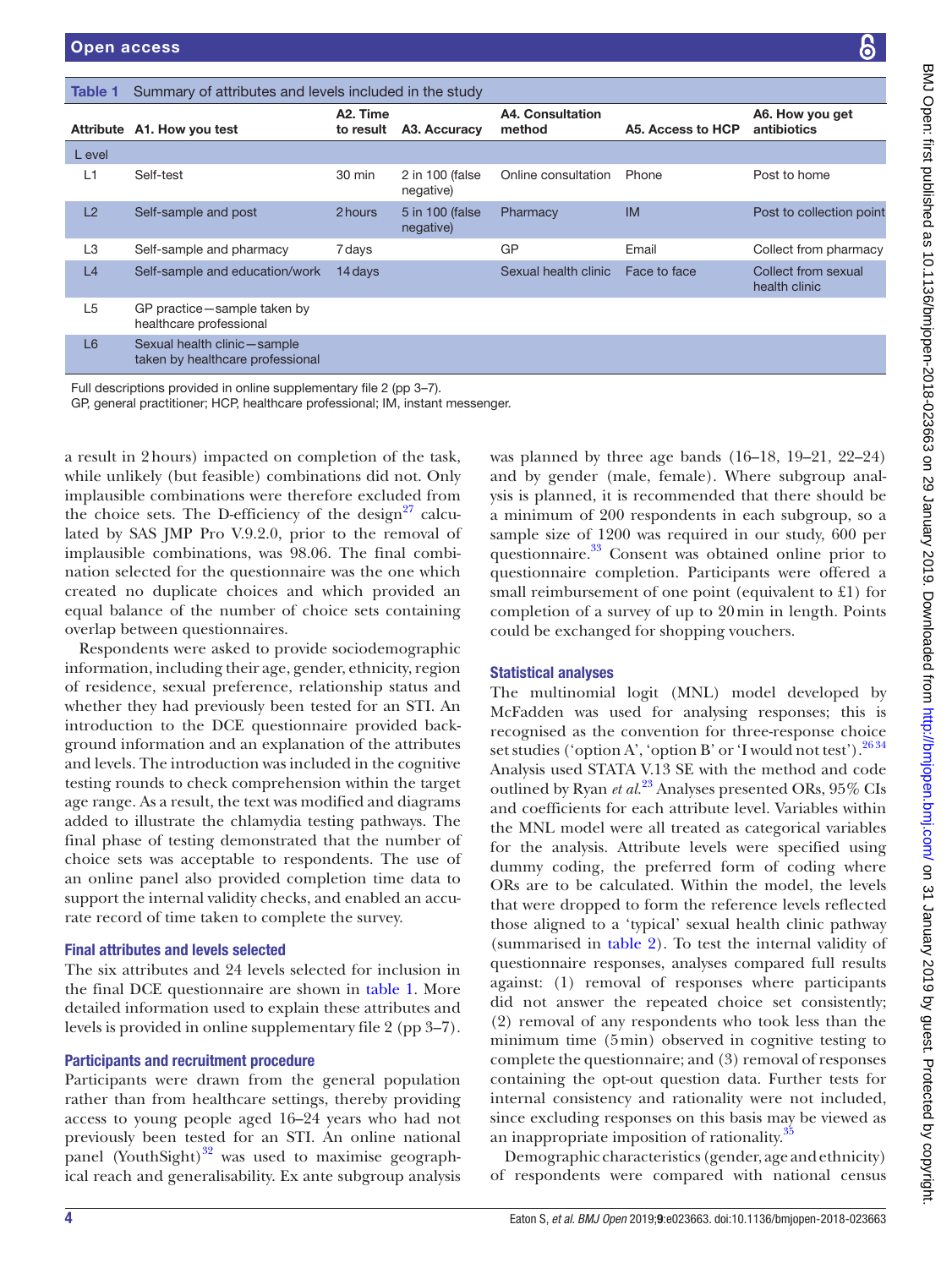**Table 1** Summary of attributes and levels included in the study

| Attribute | A1. How you test | A2. Time to result | A3. Accuracy | A4. Consultation method | A5. Access to HCP | A6. How you get antibiotics |
|---|---|---|---|---|---|---|
| L evel | | | | | | |
| L1 | Self-test | 30 min | 2 in 100 (false negative) | Online consultation | Phone | Post to home |
| L2 | Self-sample and post | 2 hours | 5 in 100 (false negative) | Pharmacy | IM | Post to collection point |
| L3 | Self-sample and pharmacy | 7 days | | GP | Email | Collect from pharmacy |
| L4 | Self-sample and education/work | 14 days | | Sexual health clinic | Face to face | Collect from sexual health clinic |
| L5 | GP practice—sample taken by healthcare professional | | | | | |
| L6 | Sexual health clinic—sample taken by healthcare professional | | | | | |

Full descriptions provided in online supplementary file 2 (pp 3–7).
GP, general practitioner; HCP, healthcare professional; IM, instant messenger.

a result in 2 hours) impacted on completion of the task, while unlikely (but feasible) combinations did not. Only implausible combinations were therefore excluded from the choice sets. The D-efficiency of the design[27] calculated by SAS JMP Pro V.9.2.0, prior to the removal of implausible combinations, was 98.06. The final combination selected for the questionnaire was the one which created no duplicate choices and which provided an equal balance of the number of choice sets containing overlap between questionnaires.

Respondents were asked to provide sociodemographic information, including their age, gender, ethnicity, region of residence, sexual preference, relationship status and whether they had previously been tested for an STI. An introduction to the DCE questionnaire provided background information and an explanation of the attributes and levels. The introduction was included in the cognitive testing rounds to check comprehension within the target age range. As a result, the text was modified and diagrams added to illustrate the chlamydia testing pathways. The final phase of testing demonstrated that the number of choice sets was acceptable to respondents. The use of an online panel also provided completion time data to support the internal validity checks, and enabled an accurate record of time taken to complete the survey.

### Final attributes and levels selected

The six attributes and 24 levels selected for inclusion in the final DCE questionnaire are shown in table 1. More detailed information used to explain these attributes and levels is provided in online supplementary file 2 (pp 3–7).

### Participants and recruitment procedure

Participants were drawn from the general population rather than from healthcare settings, thereby providing access to young people aged 16–24 years who had not previously been tested for an STI. An online national panel (YouthSight)[32] was used to maximise geographical reach and generalisability. Ex ante subgroup analysis was planned by three age bands (16–18, 19–21, 22–24) and by gender (male, female). Where subgroup analysis is planned, it is recommended that there should be a minimum of 200 respondents in each subgroup, so a sample size of 1200 was required in our study, 600 per questionnaire.[33] Consent was obtained online prior to questionnaire completion. Participants were offered a small reimbursement of one point (equivalent to £1) for completion of a survey of up to 20 min in length. Points could be exchanged for shopping vouchers.

### Statistical analyses

The multinomial logit (MNL) model developed by McFadden was used for analysing responses; this is recognised as the convention for three-response choice set studies ('option A', 'option B' or 'I would not test').[26,34] Analysis used STATA V.13 SE with the method and code outlined by Ryan *et al*.[23] Analyses presented ORs, 95% CIs and coefficients for each attribute level. Variables within the MNL model were all treated as categorical variables for the analysis. Attribute levels were specified using dummy coding, the preferred form of coding where ORs are to be calculated. Within the model, the levels that were dropped to form the reference levels reflected those aligned to a 'typical' sexual health clinic pathway (summarised in table 2). To test the internal validity of questionnaire responses, analyses compared full results against: (1) removal of responses where participants did not answer the repeated choice set consistently; (2) removal of any respondents who took less than the minimum time (5 min) observed in cognitive testing to complete the questionnaire; and (3) removal of responses containing the opt-out question data. Further tests for internal consistency and rationality were not included, since excluding responses on this basis may be viewed as an inappropriate imposition of rationality.[35]

Demographic characteristics (gender, age and ethnicity) of respondents were compared with national census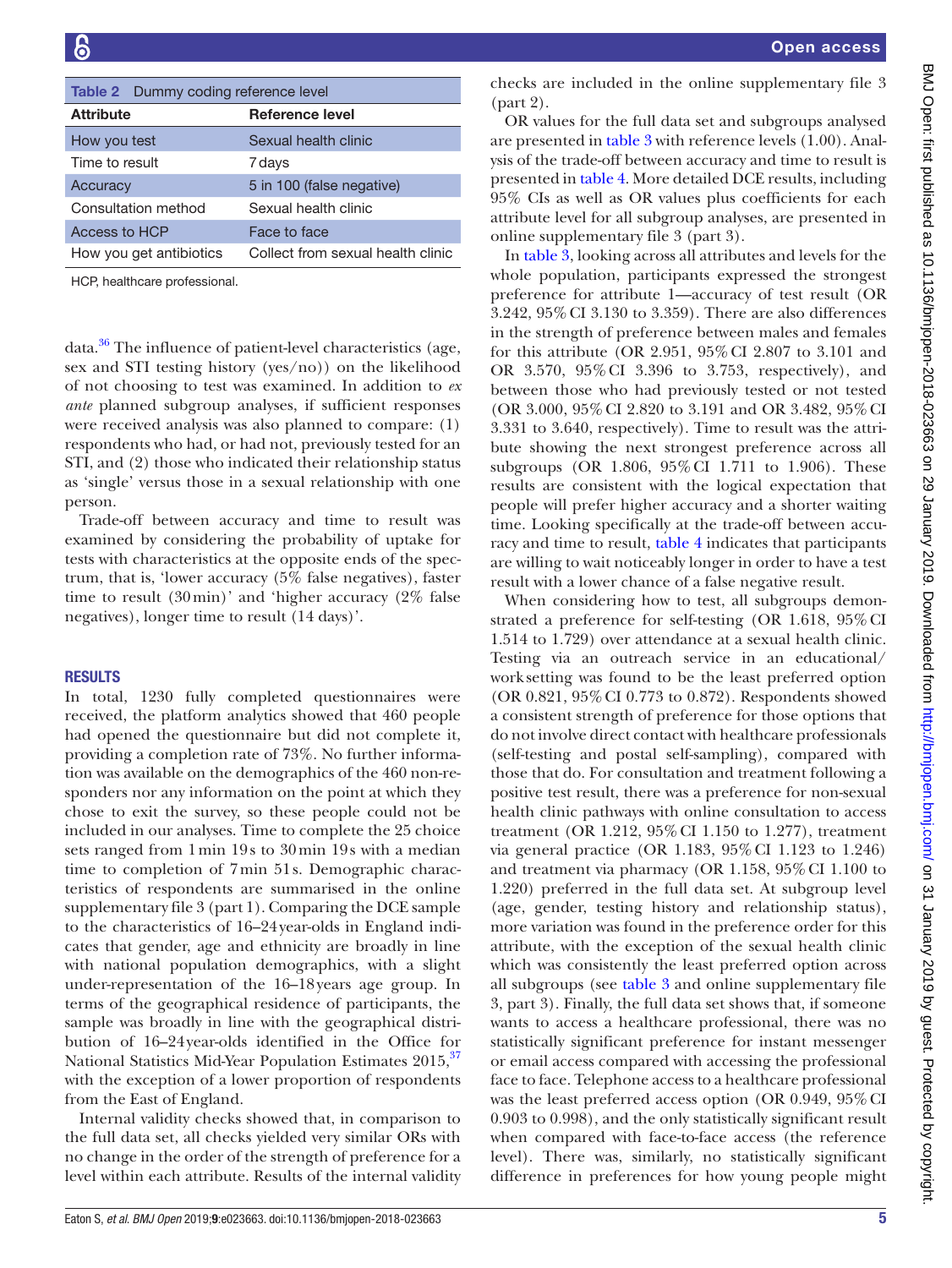Table 2 Dummy coding reference level

| Attribute | Reference level |
|---|---|
| How you test | Sexual health clinic |
| Time to result | 7 days |
| Accuracy | 5 in 100 (false negative) |
| Consultation method | Sexual health clinic |
| Access to HCP | Face to face |
| How you get antibiotics | Collect from sexual health clinic |

HCP, healthcare professional.

data.[36] The influence of patient-level characteristics (age, sex and STI testing history (yes/no)) on the likelihood of not choosing to test was examined. In addition to *ex ante* planned subgroup analyses, if sufficient responses were received analysis was also planned to compare: (1) respondents who had, or had not, previously tested for an STI, and (2) those who indicated their relationship status as 'single' versus those in a sexual relationship with one person.

Trade-off between accuracy and time to result was examined by considering the probability of uptake for tests with characteristics at the opposite ends of the spectrum, that is, 'lower accuracy (5% false negatives), faster time to result (30 min)' and 'higher accuracy (2% false negatives), longer time to result (14 days)'.

## RESULTS

In total, 1230 fully completed questionnaires were received, the platform analytics showed that 460 people had opened the questionnaire but did not complete it, providing a completion rate of 73%. No further information was available on the demographics of the 460 non-responders nor any information on the point at which they chose to exit the survey, so these people could not be included in our analyses. Time to complete the 25 choice sets ranged from 1 min 19 s to 30 min 19 s with a median time to completion of 7 min 51 s. Demographic characteristics of respondents are summarised in the online supplementary file 3 (part 1). Comparing the DCE sample to the characteristics of 16–24 year-olds in England indicates that gender, age and ethnicity are broadly in line with national population demographics, with a slight under-representation of the 16–18 years age group. In terms of the geographical residence of participants, the sample was broadly in line with the geographical distribution of 16–24 year-olds identified in the Office for National Statistics Mid-Year Population Estimates 2015,[37] with the exception of a lower proportion of respondents from the East of England.

Internal validity checks showed that, in comparison to the full data set, all checks yielded very similar ORs with no change in the order of the strength of preference for a level within each attribute. Results of the internal validity checks are included in the online supplementary file 3 (part 2).

OR values for the full data set and subgroups analysed are presented in table 3 with reference levels (1.00). Analysis of the trade-off between accuracy and time to result is presented in table 4. More detailed DCE results, including 95% CIs as well as OR values plus coefficients for each attribute level for all subgroup analyses, are presented in online supplementary file 3 (part 3).

In table 3, looking across all attributes and levels for the whole population, participants expressed the strongest preference for attribute 1—accuracy of test result (OR 3.242, 95% CI 3.130 to 3.359). There are also differences in the strength of preference between males and females for this attribute (OR 2.951, 95% CI 2.807 to 3.101 and OR 3.570, 95% CI 3.396 to 3.753, respectively), and between those who had previously tested or not tested (OR 3.000, 95% CI 2.820 to 3.191 and OR 3.482, 95% CI 3.331 to 3.640, respectively). Time to result was the attribute showing the next strongest preference across all subgroups (OR 1.806, 95% CI 1.711 to 1.906). These results are consistent with the logical expectation that people will prefer higher accuracy and a shorter waiting time. Looking specifically at the trade-off between accuracy and time to result, table 4 indicates that participants are willing to wait noticeably longer in order to have a test result with a lower chance of a false negative result.

When considering how to test, all subgroups demonstrated a preference for self-testing (OR 1.618, 95% CI 1.514 to 1.729) over attendance at a sexual health clinic. Testing via an outreach service in an educational/work setting was found to be the least preferred option (OR 0.821, 95% CI 0.773 to 0.872). Respondents showed a consistent strength of preference for those options that do not involve direct contact with healthcare professionals (self-testing and postal self-sampling), compared with those that do. For consultation and treatment following a positive test result, there was a preference for non-sexual health clinic pathways with online consultation to access treatment (OR 1.212, 95% CI 1.150 to 1.277), treatment via general practice (OR 1.183, 95% CI 1.123 to 1.246) and treatment via pharmacy (OR 1.158, 95% CI 1.100 to 1.220) preferred in the full data set. At subgroup level (age, gender, testing history and relationship status), more variation was found in the preference order for this attribute, with the exception of the sexual health clinic which was consistently the least preferred option across all subgroups (see table 3 and online supplementary file 3, part 3). Finally, the full data set shows that, if someone wants to access a healthcare professional, there was no statistically significant preference for instant messenger or email access compared with accessing the professional face to face. Telephone access to a healthcare professional was the least preferred access option (OR 0.949, 95% CI 0.903 to 0.998), and the only statistically significant result when compared with face-to-face access (the reference level). There was, similarly, no statistically significant difference in preferences for how young people might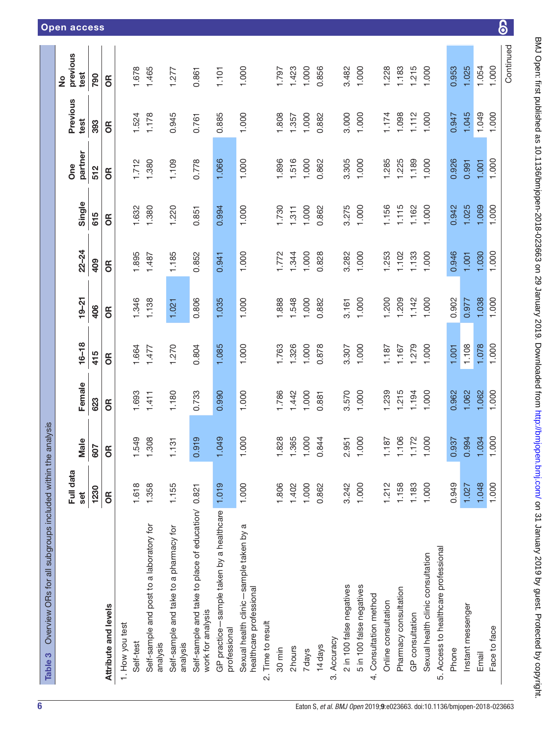**Table 3** Overview ORs for all subgroups included within the analysis

| Attribute and levels | Full data set | Male | Female | 16–18 | 19–21 | 22–24 | Single | One partner | Previous test | No previous test |
|---|---|---|---|---|---|---|---|---|---|---|
| | 1230 | 607 | 623 | 415 | 406 | 409 | 615 | 512 | 393 | 790 |
| | OR | OR | OR | OR | OR | OR | OR | OR | OR | OR |
| 1. How you test | | | | | | | | | | |
| Self-test | 1.618 | 1.549 | 1.693 | 1.664 | 1.346 | 1.895 | 1.632 | 1.712 | 1.524 | 1.678 |
| Self-sample and post to a laboratory for analysis | 1.358 | 1.308 | 1.411 | 1.477 | 1.138 | 1.487 | 1.380 | 1.380 | 1.178 | 1.465 |
| Self-sample and take to a pharmacy for analysis | 1.155 | 1.131 | 1.180 | 1.270 | 1.021 | 1.185 | 1.220 | 1.109 | 0.945 | 1.277 |
| Self-sample and take to place of education/work for analysis | 0.821 | 0.919 | 0.733 | 0.804 | 0.806 | 0.852 | 0.851 | 0.778 | 0.761 | 0.861 |
| GP practice—sample taken by a healthcare professional | 1.019 | 1.049 | 0.990 | 1.085 | 1.035 | 0.941 | 0.994 | 1.066 | 0.885 | 1.101 |
| Sexual health clinic—sample taken by a healthcare professional | 1.000 | 1.000 | 1.000 | 1.000 | 1.000 | 1.000 | 1.000 | 1.000 | 1.000 | 1.000 |
| 2. Time to result | | | | | | | | | | |
| 30 min | 1.806 | 1.828 | 1.786 | 1.763 | 1.888 | 1.772 | 1.730 | 1.896 | 1.808 | 1.797 |
| 2hours | 1.402 | 1.365 | 1.442 | 1.326 | 1.548 | 1.344 | 1.311 | 1.516 | 1.357 | 1.423 |
| 7days | 1.000 | 1.000 | 1.000 | 1.000 | 1.000 | 1.000 | 1.000 | 1.000 | 1.000 | 1.000 |
| 14days | 0.862 | 0.844 | 0.881 | 0.878 | 0.882 | 0.828 | 0.862 | 0.862 | 0.882 | 0.856 |
| 3. Accuracy | | | | | | | | | | |
| 2 in 100 false negatives | 3.242 | 2.951 | 3.570 | 3.307 | 3.161 | 3.282 | 3.275 | 3.305 | 3.000 | 3.482 |
| 5 in 100 false negatives | 1.000 | 1.000 | 1.000 | 1.000 | 1.000 | 1.000 | 1.000 | 1.000 | 1.000 | 1.000 |
| 4. Consultation method | | | | | | | | | | |
| Online consultation | 1.212 | 1.187 | 1.239 | 1.187 | 1.200 | 1.253 | 1.156 | 1.285 | 1.174 | 1.228 |
| Pharmacy consultation | 1.158 | 1.106 | 1.215 | 1.167 | 1.209 | 1.102 | 1.115 | 1.225 | 1.098 | 1.183 |
| GP consultation | 1.183 | 1.172 | 1.194 | 1.279 | 1.142 | 1.133 | 1.162 | 1.189 | 1.112 | 1.215 |
| Sexual health clinic consultation | 1.000 | 1.000 | 1.000 | 1.000 | 1.000 | 1.000 | 1.000 | 1.000 | 1.000 | 1.000 |
| 5. Access to healthcare professional | | | | | | | | | | |
| Phone | 0.949 | 0.937 | 0.962 | 1.001 | 0.902 | 0.946 | 0.942 | 0.926 | 0.947 | 0.953 |
| Instant messenger | 1.027 | 0.994 | 1.062 | 1.108 | 0.977 | 1.001 | 1.025 | 0.991 | 1.045 | 1.025 |
| Email | 1.048 | 1.034 | 1.062 | 1.078 | 1.038 | 1.030 | 1.069 | 1.001 | 1.049 | 1.054 |
| Face to face | 1.000 | 1.000 | 1.000 | 1.000 | 1.000 | 1.000 | 1.000 | 1.000 | 1.000 | 1.000 |

Continued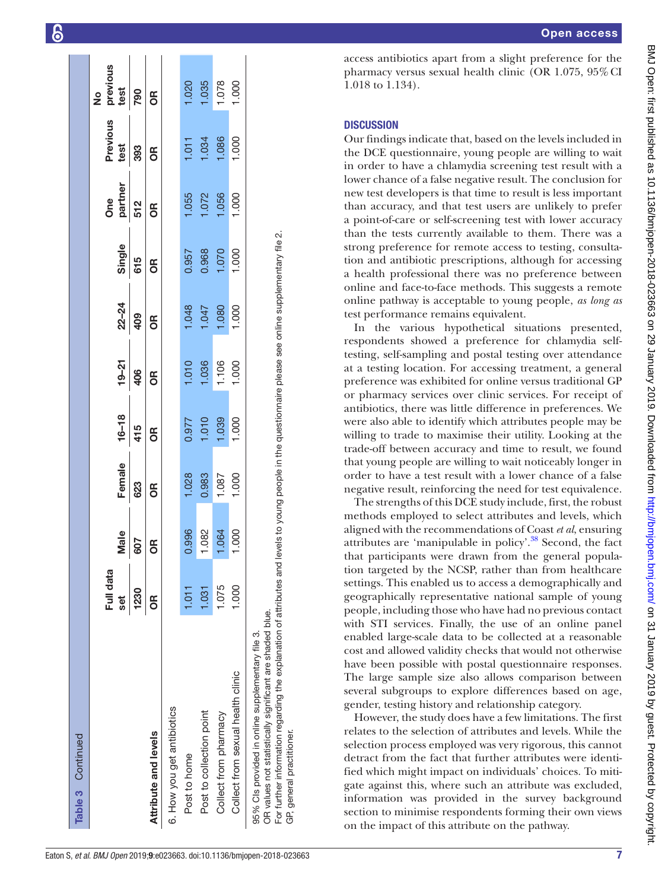**Table 3** Continued

| Attribute and levels | Full data set | Male | Female | 16–18 | 19–21 | 22–24 | Single | One partner | Previous test | No previous test |
|---|---|---|---|---|---|---|---|---|---|---|
| | 1230 | 607 | 623 | 415 | 406 | 409 | 615 | 512 | 393 | 790 |
| | OR | OR | OR | OR | OR | OR | OR | OR | OR | OR |
| 6. How you get antibiotics | | | | | | | | | | |
| Post to home | 1.011 | 0.996 | 1.028 | 0.977 | 1.010 | 1.048 | 0.957 | 1.055 | 1.011 | 1.020 |
| Post to collection point | 1.031 | 1.082 | 0.983 | 1.010 | 1.036 | 1.047 | 0.968 | 1.072 | 1.034 | 1.035 |
| Collect from pharmacy | 1.075 | 1.064 | 1.087 | 1.039 | 1.106 | 1.080 | 1.070 | 1.056 | 1.086 | 1.078 |
| Collect from sexual health clinic | 1.000 | 1.000 | 1.000 | 1.000 | 1.000 | 1.000 | 1.000 | 1.000 | 1.000 | 1.000 |

95% CIs provided in online supplementary file 3.
OR values not statistically significant are shaded blue.
For further information regarding the explanation of attributes and levels to young people in the questionnaire please see online supplementary file 2.
GP, general practitioner.

access antibiotics apart from a slight preference for the pharmacy versus sexual health clinic (OR 1.075, 95% CI 1.018 to 1.134).

## DISCUSSION

Our findings indicate that, based on the levels included in the DCE questionnaire, young people are willing to wait in order to have a chlamydia screening test result with a lower chance of a false negative result. The conclusion for new test developers is that time to result is less important than accuracy, and that test users are unlikely to prefer a point-of-care or self-screening test with lower accuracy than the tests currently available to them. There was a strong preference for remote access to testing, consultation and antibiotic prescriptions, although for accessing a health professional there was no preference between online and face-to-face methods. This suggests a remote online pathway is acceptable to young people, *as long as* test performance remains equivalent.

In the various hypothetical situations presented, respondents showed a preference for chlamydia self-testing, self-sampling and postal testing over attendance at a testing location. For accessing treatment, a general preference was exhibited for online versus traditional GP or pharmacy services over clinic services. For receipt of antibiotics, there was little difference in preferences. We were also able to identify which attributes people may be willing to trade to maximise their utility. Looking at the trade-off between accuracy and time to result, we found that young people are willing to wait noticeably longer in order to have a test result with a lower chance of a false negative result, reinforcing the need for test equivalence.

The strengths of this DCE study include, first, the robust methods employed to select attributes and levels, which aligned with the recommendations of Coast *et al*, ensuring attributes are 'manipulable in policy'.[38] Second, the fact that participants were drawn from the general population targeted by the NCSP, rather than from healthcare settings. This enabled us to access a demographically and geographically representative national sample of young people, including those who have had no previous contact with STI services. Finally, the use of an online panel enabled large-scale data to be collected at a reasonable cost and allowed validity checks that would not otherwise have been possible with postal questionnaire responses. The large sample size also allows comparison between several subgroups to explore differences based on age, gender, testing history and relationship category.

However, the study does have a few limitations. The first relates to the selection of attributes and levels. While the selection process employed was very rigorous, this cannot detract from the fact that further attributes were identified which might impact on individuals' choices. To mitigate against this, where such an attribute was excluded, information was provided in the survey background section to minimise respondents forming their own views on the impact of this attribute on the pathway.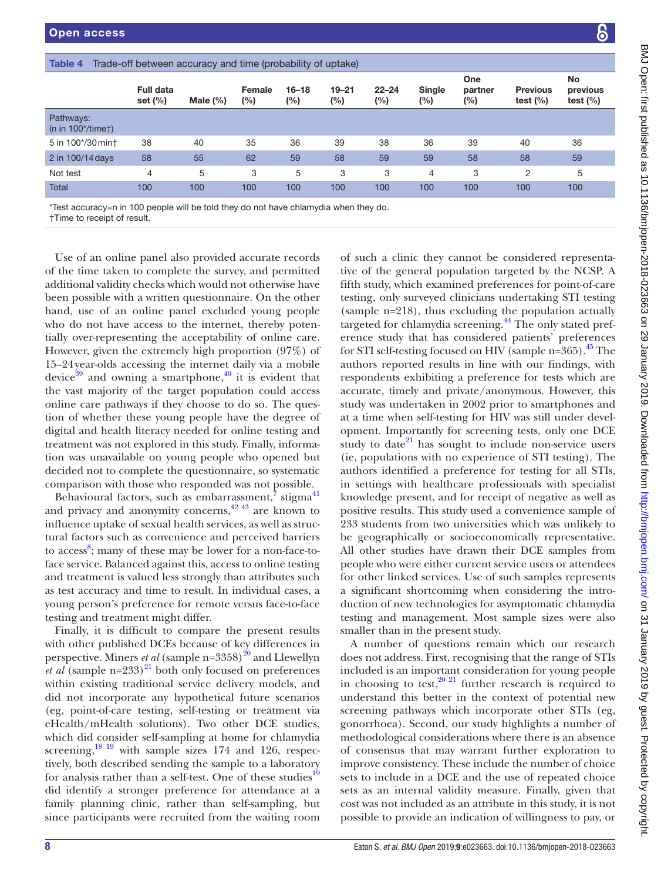**Table 4** Trade-off between accuracy and time (probability of uptake)

| | Full data set (%) | Male (%) | Female (%) | 16–18 (%) | 19–21 (%) | 22–24 (%) | Single (%) | One partner (%) | Previous test (%) | No previous test (%) |
|---|---|---|---|---|---|---|---|---|---|---|
| Pathways: (n in 100*/time†) | | | | | | | | | | |
| 5 in 100*/30 min† | 38 | 40 | 35 | 36 | 39 | 38 | 36 | 39 | 40 | 36 |
| 2 in 100/14 days | 58 | 55 | 62 | 59 | 58 | 59 | 59 | 58 | 58 | 59 |
| Not test | 4 | 5 | 3 | 5 | 3 | 3 | 4 | 3 | 2 | 5 |
| Total | 100 | 100 | 100 | 100 | 100 | 100 | 100 | 100 | 100 | 100 |

*Test accuracy=n in 100 people will be told they do not have chlamydia when they do.
†Time to receipt of result.

Use of an online panel also provided accurate records of the time taken to complete the survey, and permitted additional validity checks which would not otherwise have been possible with a written questionnaire. On the other hand, use of an online panel excluded young people who do not have access to the internet, thereby potentially over-representing the acceptability of online care. However, given the extremely high proportion (97%) of 15–24 year-olds accessing the internet daily via a mobile device[39] and owning a smartphone,[40] it is evident that the vast majority of the target population could access online care pathways if they choose to do so. The question of whether these young people have the degree of digital and health literacy needed for online testing and treatment was not explored in this study. Finally, information was unavailable on young people who opened but decided not to complete the questionnaire, so systematic comparison with those who responded was not possible.

Behavioural factors, such as embarrassment,[7] stigma[41] and privacy and anonymity concerns,[42 43] are known to influence uptake of sexual health services, as well as structural factors such as convenience and perceived barriers to access[8]; many of these may be lower for a non-face-to-face service. Balanced against this, access to online testing and treatment is valued less strongly than attributes such as test accuracy and time to result. In individual cases, a young person's preference for remote versus face-to-face testing and treatment might differ.

Finally, it is difficult to compare the present results with other published DCEs because of key differences in perspective. Miners *et al* (sample n=3358)[20] and Llewellyn *et al* (sample n=233)[21] both only focused on preferences within existing traditional service delivery models, and did not incorporate any hypothetical future scenarios (eg, point-of-care testing, self-testing or treatment via eHealth/mHealth solutions). Two other DCE studies, which did consider self-sampling at home for chlamydia screening,[18 19] with sample sizes 174 and 126, respectively, both described sending the sample to a laboratory for analysis rather than a self-test. One of these studies[19] did identify a stronger preference for attendance at a family planning clinic, rather than self-sampling, but since participants were recruited from the waiting room of such a clinic they cannot be considered representative of the general population targeted by the NCSP. A fifth study, which examined preferences for point-of-care testing, only surveyed clinicians undertaking STI testing (sample n=218), thus excluding the population actually targeted for chlamydia screening.[44] The only stated preference study that has considered patients' preferences for STI self-testing focused on HIV (sample n=365).[45] The authors reported results in line with our findings, with respondents exhibiting a preference for tests which are accurate, timely and private/anonymous. However, this study was undertaken in 2002 prior to smartphones and at a time when self-testing for HIV was still under development. Importantly for screening tests, only one DCE study to date[21] has sought to include non-service users (ie, populations with no experience of STI testing). The authors identified a preference for testing for all STIs, in settings with healthcare professionals with specialist knowledge present, and for receipt of negative as well as positive results. This study used a convenience sample of 233 students from two universities which was unlikely to be geographically or socioeconomically representative. All other studies have drawn their DCE samples from people who were either current service users or attendees for other linked services. Use of such samples represents a significant shortcoming when considering the introduction of new technologies for asymptomatic chlamydia testing and management. Most sample sizes were also smaller than in the present study.

A number of questions remain which our research does not address. First, recognising that the range of STIs included is an important consideration for young people in choosing to test,[20 21] further research is required to understand this better in the context of potential new screening pathways which incorporate other STIs (eg, gonorrhoea). Second, our study highlights a number of methodological considerations where there is an absence of consensus that may warrant further exploration to improve consistency. These include the number of choice sets to include in a DCE and the use of repeated choice sets as an internal validity measure. Finally, given that cost was not included as an attribute in this study, it is not possible to provide an indication of willingness to pay, or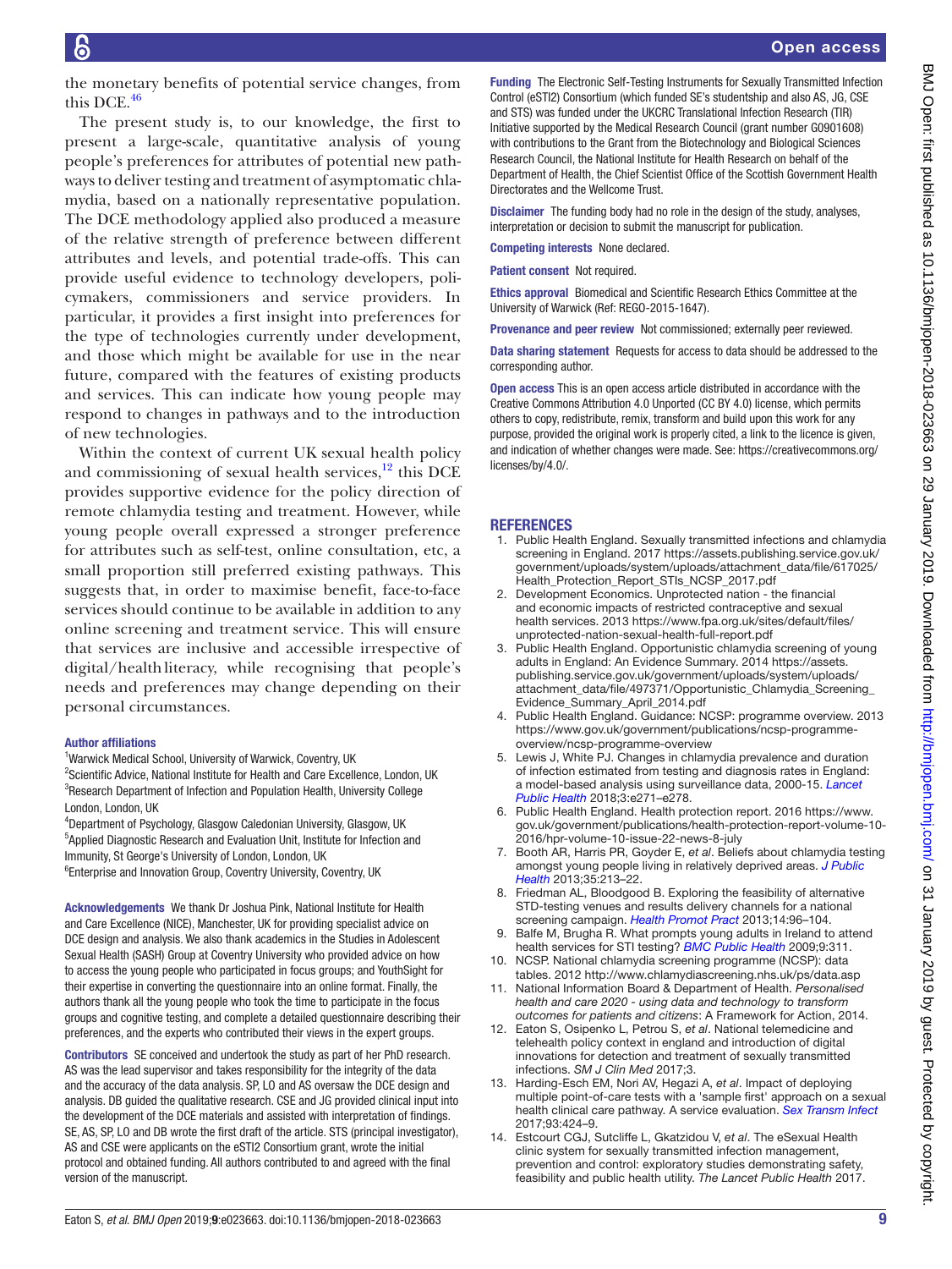the monetary benefits of potential service changes, from this DCE.[46]

The present study is, to our knowledge, the first to present a large-scale, quantitative analysis of young people's preferences for attributes of potential new pathways to deliver testing and treatment of asymptomatic chlamydia, based on a nationally representative population. The DCE methodology applied also produced a measure of the relative strength of preference between different attributes and levels, and potential trade-offs. This can provide useful evidence to technology developers, policymakers, commissioners and service providers. In particular, it provides a first insight into preferences for the type of technologies currently under development, and those which might be available for use in the near future, compared with the features of existing products and services. This can indicate how young people may respond to changes in pathways and to the introduction of new technologies.

Within the context of current UK sexual health policy and commissioning of sexual health services,[12] this DCE provides supportive evidence for the policy direction of remote chlamydia testing and treatment. However, while young people overall expressed a stronger preference for attributes such as self-test, online consultation, etc, a small proportion still preferred existing pathways. This suggests that, in order to maximise benefit, face-to-face services should continue to be available in addition to any online screening and treatment service. This will ensure that services are inclusive and accessible irrespective of digital/health literacy, while recognising that people's needs and preferences may change depending on their personal circumstances.

**Author affiliations**

[1]Warwick Medical School, University of Warwick, Coventry, UK
[2]Scientific Advice, National Institute for Health and Care Excellence, London, UK
[3]Research Department of Infection and Population Health, University College London, London, UK
[4]Department of Psychology, Glasgow Caledonian University, Glasgow, UK
[5]Applied Diagnostic Research and Evaluation Unit, Institute for Infection and Immunity, St George's University of London, London, UK
[6]Enterprise and Innovation Group, Coventry University, Coventry, UK

**Acknowledgements** We thank Dr Joshua Pink, National Institute for Health and Care Excellence (NICE), Manchester, UK for providing specialist advice on DCE design and analysis. We also thank academics in the Studies in Adolescent Sexual Health (SASH) Group at Coventry University who provided advice on how to access the young people who participated in focus groups; and YouthSight for their expertise in converting the questionnaire into an online format. Finally, the authors thank all the young people who took the time to participate in the focus groups and cognitive testing, and complete a detailed questionnaire describing their preferences, and the experts who contributed their views in the expert groups.

**Contributors** SE conceived and undertook the study as part of her PhD research. AS was the lead supervisor and takes responsibility for the integrity of the data and the accuracy of the data analysis. SP, LO and AS oversaw the DCE design and analysis. DB guided the qualitative research. CSE and JG provided clinical input into the development of the DCE materials and assisted with interpretation of findings. SE, AS, SP, LO and DB wrote the first draft of the article. STS (principal investigator), AS and CSE were applicants on the eSTI2 Consortium grant, wrote the initial protocol and obtained funding. All authors contributed to and agreed with the final version of the manuscript.

**Funding** The Electronic Self-Testing Instruments for Sexually Transmitted Infection Control (eSTI2) Consortium (which funded SE's studentship and also AS, JG, CSE and STS) was funded under the UKCRC Translational Infection Research (TIR) Initiative supported by the Medical Research Council (grant number G0901608) with contributions to the Grant from the Biotechnology and Biological Sciences Research Council, the National Institute for Health Research on behalf of the Department of Health, the Chief Scientist Office of the Scottish Government Health Directorates and the Wellcome Trust.

**Disclaimer** The funding body had no role in the design of the study, analyses, interpretation or decision to submit the manuscript for publication.

**Competing interests** None declared.

**Patient consent** Not required.

**Ethics approval** Biomedical and Scientific Research Ethics Committee at the University of Warwick (Ref: REGO-2015-1647).

**Provenance and peer review** Not commissioned; externally peer reviewed.

**Data sharing statement** Requests for access to data should be addressed to the corresponding author.

**Open access** This is an open access article distributed in accordance with the Creative Commons Attribution 4.0 Unported (CC BY 4.0) license, which permits others to copy, redistribute, remix, transform and build upon this work for any purpose, provided the original work is properly cited, a link to the licence is given, and indication of whether changes were made. See: https://creativecommons.org/licenses/by/4.0/.

## REFERENCES

1. Public Health England. Sexually transmitted infections and chlamydia screening in England. 2017 https://assets.publishing.service.gov.uk/government/uploads/system/uploads/attachment_data/file/617025/Health_Protection_Report_STIs_NCSP_2017.pdf
2. Development Economics. Unprotected nation - the financial and economic impacts of restricted contraceptive and sexual health services. 2013 https://www.fpa.org.uk/sites/default/files/unprotected-nation-sexual-health-full-report.pdf
3. Public Health England. Opportunistic chlamydia screening of young adults in England: An Evidence Summary. 2014 https://assets.publishing.service.gov.uk/government/uploads/system/uploads/attachment_data/file/497371/Opportunistic_Chlamydia_Screening_Evidence_Summary_April_2014.pdf
4. Public Health England. Guidance: NCSP: programme overview. 2013 https://www.gov.uk/government/publications/ncsp-programme-overview/ncsp-programme-overview
5. Lewis J, White PJ. Changes in chlamydia prevalence and duration of infection estimated from testing and diagnosis rates in England: a model-based analysis using surveillance data, 2000-15. *Lancet Public Health* 2018;3:e271–e278.
6. Public Health England. Health protection report. 2016 https://www.gov.uk/government/publications/health-protection-report-volume-10-2016/hpr-volume-10-issue-22-news-8-july
7. Booth AR, Harris PR, Goyder E, *et al*. Beliefs about chlamydia testing amongst young people living in relatively deprived areas. *J Public Health* 2013;35:213–22.
8. Friedman AL, Bloodgood B. Exploring the feasibility of alternative STD-testing venues and results delivery channels for a national screening campaign. *Health Promot Pract* 2013;14:96–104.
9. Balfe M, Brugha R. What prompts young adults in Ireland to attend health services for STI testing? *BMC Public Health* 2009;9:311.
10. NCSP. National chlamydia screening programme (NCSP): data tables. 2012 http://www.chlamydiascreening.nhs.uk/ps/data.asp
11. National Information Board & Department of Health. *Personalised health and care 2020 - using data and technology to transform outcomes for patients and citizens*: A Framework for Action, 2014.
12. Eaton S, Osipenko L, Petrou S, *et al*. National telemedicine and telehealth policy context in england and introduction of digital innovations for detection and treatment of sexually transmitted infections. *SM J Clin Med* 2017;3.
13. Harding-Esch EM, Nori AV, Hegazi A, *et al*. Impact of deploying multiple point-of-care tests with a 'sample first' approach on a sexual health clinical care pathway. A service evaluation. *Sex Transm Infect* 2017;93:424–9.
14. Estcourt CGJ, Sutcliffe L, Gkatzidou V, *et al*. The eSexual Health clinic system for sexually transmitted infection management, prevention and control: exploratory studies demonstrating safety, feasibility and public health utility. *The Lancet Public Health* 2017.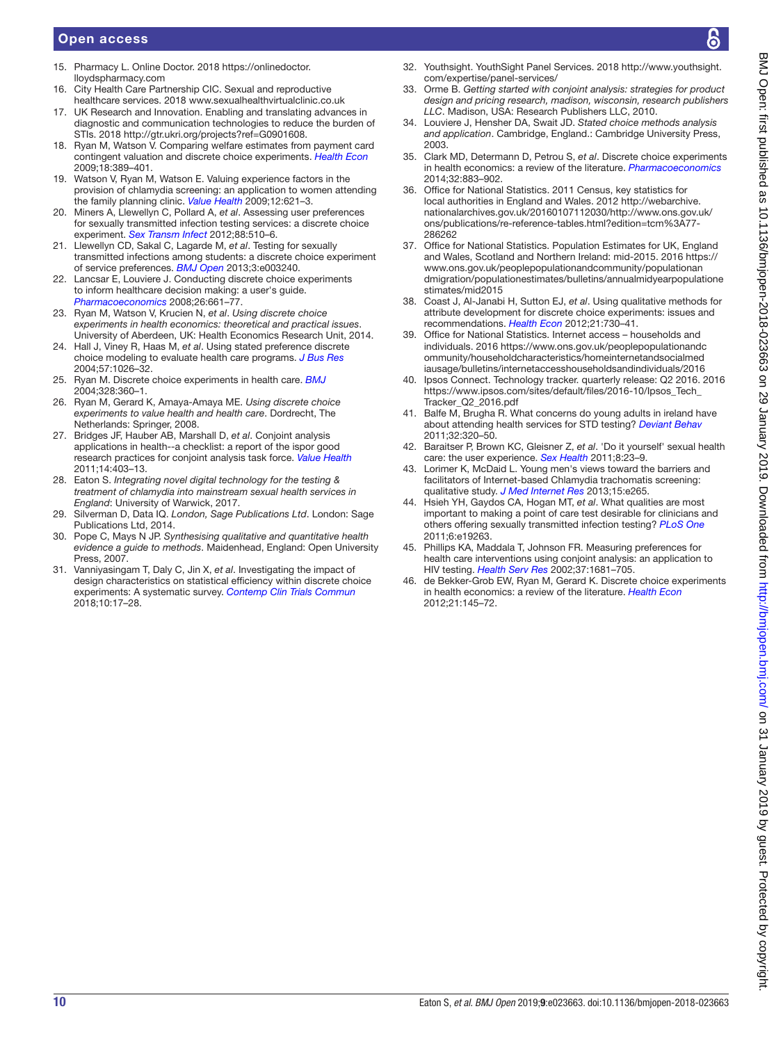15. Pharmacy L. Online Doctor. 2018 https://onlinedoctor.lloydspharmacy.com
16. City Health Care Partnership CIC. Sexual and reproductive healthcare services. 2018 www.sexualhealthvirtualclinic.co.uk
17. UK Research and Innovation. Enabling and translating advances in diagnostic and communication technologies to reduce the burden of STIs. 2018 http://gtr.ukri.org/projects?ref=G0901608.
18. Ryan M, Watson V. Comparing welfare estimates from payment card contingent valuation and discrete choice experiments. *Health Econ* 2009;18:389–401.
19. Watson V, Ryan M, Watson E. Valuing experience factors in the provision of chlamydia screening: an application to women attending the family planning clinic. *Value Health* 2009;12:621–3.
20. Miners A, Llewellyn C, Pollard A, *et al*. Assessing user preferences for sexually transmitted infection testing services: a discrete choice experiment. *Sex Transm Infect* 2012;88:510–6.
21. Llewellyn CD, Sakal C, Lagarde M, *et al*. Testing for sexually transmitted infections among students: a discrete choice experiment of service preferences. *BMJ Open* 2013;3:e003240.
22. Lancsar E, Louviere J. Conducting discrete choice experiments to inform healthcare decision making: a user's guide. *Pharmacoeconomics* 2008;26:661–77.
23. Ryan M, Watson V, Krucien N, *et al*. *Using discrete choice experiments in health economics: theoretical and practical issues*. University of Aberdeen, UK: Health Economics Research Unit, 2014.
24. Hall J, Viney R, Haas M, *et al*. Using stated preference discrete choice modeling to evaluate health care programs. *J Bus Res* 2004;57:1026–32.
25. Ryan M. Discrete choice experiments in health care. *BMJ* 2004;328:360–1.
26. Ryan M, Gerard K, Amaya-Amaya ME. *Using discrete choice experiments to value health and health care*. Dordrecht, The Netherlands: Springer, 2008.
27. Bridges JF, Hauber AB, Marshall D, *et al*. Conjoint analysis applications in health--a checklist: a report of the ispor good research practices for conjoint analysis task force. *Value Health* 2011;14:403–13.
28. Eaton S. *Integrating novel digital technology for the testing & treatment of chlamydia into mainstream sexual health services in England*: University of Warwick, 2017.
29. Silverman D, Data IQ. *London, Sage Publications Ltd*. London: Sage Publications Ltd, 2014.
30. Pope C, Mays N JP. *Synthesising qualitative and quantitative health evidence a guide to methods*. Maidenhead, England: Open University Press, 2007.
31. Vanniyasingam T, Daly C, Jin X, *et al*. Investigating the impact of design characteristics on statistical efficiency within discrete choice experiments: A systematic survey. *Contemp Clin Trials Commun* 2018;10:17–28.
32. Youthsight. YouthSight Panel Services. 2018 http://www.youthsight.com/expertise/panel-services/
33. Orme B. *Getting started with conjoint analysis: strategies for product design and pricing research, madison, wisconsin, research publishers LLC*. Madison, USA: Research Publishers LLC, 2010.
34. Louviere J, Hensher DA, Swait JD. *Stated choice methods analysis and application*. Cambridge, England.: Cambridge University Press, 2003.
35. Clark MD, Determann D, Petrou S, *et al*. Discrete choice experiments in health economics: a review of the literature. *Pharmacoeconomics* 2014;32:883–902.
36. Office for National Statistics. 2011 Census, key statistics for local authorities in England and Wales. 2012 http://webarchive.nationalarchives.gov.uk/20160107112030/http://www.ons.gov.uk/ons/publications/re-reference-tables.html?edition=tcm%3A77-286262
37. Office for National Statistics. Population Estimates for UK, England and Wales, Scotland and Northern Ireland: mid-2015. 2016 https://www.ons.gov.uk/peoplepopulationandcommunity/populationandmigration/populationestimates/bulletins/annualmidyearpopulationestimates/mid2015
38. Coast J, Al-Janabi H, Sutton EJ, *et al*. Using qualitative methods for attribute development for discrete choice experiments: issues and recommendations. *Health Econ* 2012;21:730–41.
39. Office for National Statistics. Internet access – households and individuals. 2016 https://www.ons.gov.uk/peoplepopulationandcommunity/householdcharacteristics/homeinternetandsocialmediausage/bulletins/internetaccesshouseholdsandindividuals/2016
40. Ipsos Connect. Technology tracker. quarterly release: Q2 2016. 2016 https://www.ipsos.com/sites/default/files/2016-10/Ipsos_Tech_Tracker_Q2_2016.pdf
41. Balfe M, Brugha R. What concerns do young adults in ireland have about attending health services for STD testing? *Deviant Behav* 2011;32:320–50.
42. Baraitser P, Brown KC, Gleisner Z, *et al*. 'Do it yourself' sexual health care: the user experience. *Sex Health* 2011;8:23–9.
43. Lorimer K, McDaid L. Young men's views toward the barriers and facilitators of Internet-based Chlamydia trachomatis screening: qualitative study. *J Med Internet Res* 2013;15:e265.
44. Hsieh YH, Gaydos CA, Hogan MT, *et al*. What qualities are most important to making a point of care test desirable for clinicians and others offering sexually transmitted infection testing? *PLoS One* 2011;6:e19263.
45. Phillips KA, Maddala T, Johnson FR. Measuring preferences for health care interventions using conjoint analysis: an application to HIV testing. *Health Serv Res* 2002;37:1681–705.
46. de Bekker-Grob EW, Ryan M, Gerard K. Discrete choice experiments in health economics: a review of the literature. *Health Econ* 2012;21:145–72.